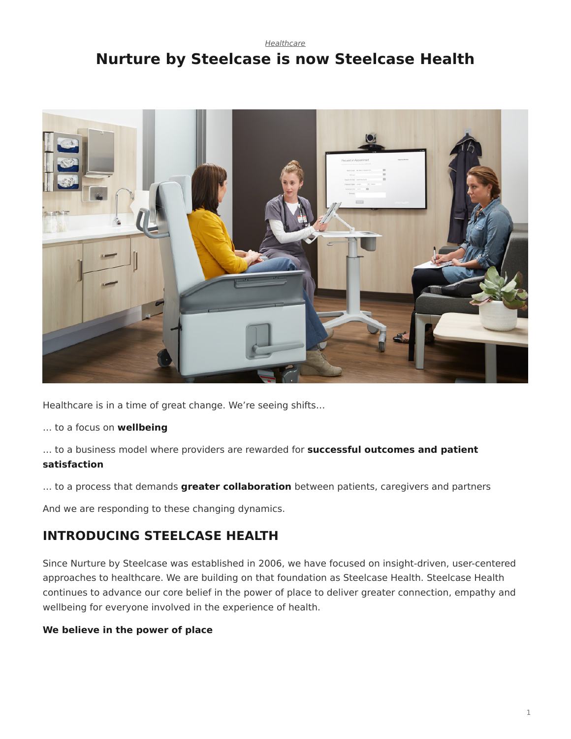*Healthcare*

# Nurture by Steelcase is now Steelcase Health

Healthcare is in a time of great change. We're seeing shifts…

… to a focus on **wellbeing**

… to a business model where providers are rewarded for **successful outcomes and patient satisfaction**

… to a process that demands **greater collaboration** between patients, caregivers and partners

And we are responding to these changing dynamics.

## INTRODUCING STEELCASE HEALTH

Since Nurture by Steelcase was established in 2006, we have focused on insight-driven, user-centered approaches to healthcare. We are building on that foundation as Steelcase Health. Steelcase Health continues to advance our core belief in the power of place to deliver greater connection, empathy and wellbeing for everyone involved in the experience of health.

**We believe in the power of place**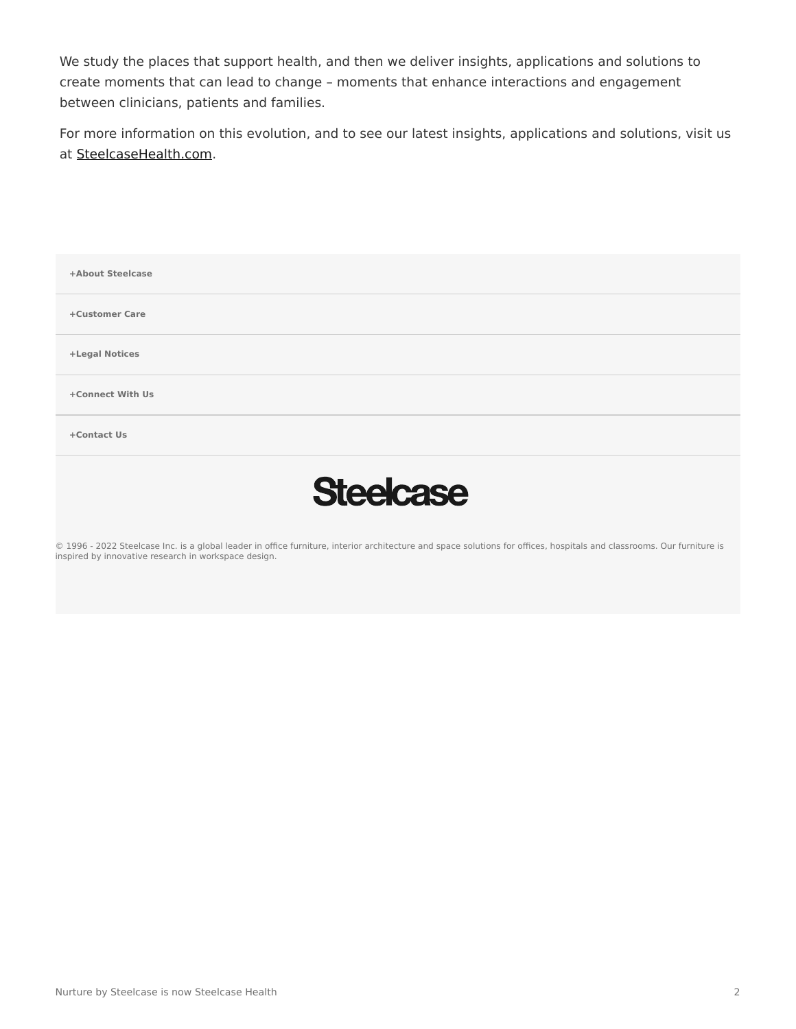We study the places that support health, and then we deliver insights, applications and solutions to create moments that can lead to change – moments that enhance interactions and engagement between clinicians, patients and families.

For more information on this evolution, and to see our latest insights, applications and solutions, visit us at SteelcaseHealth.com.

**+About Steelcase**

**+Customer Care**

**+Legal Notices**

**+Connect With Us**

**+Contact Us**

Steelcase

© 1996 - 2022 Steelcase Inc. is a global leader in office furniture, interior architecture and space solutions for offices, hospitals and classrooms. Our furniture is inspired by innovative research in workspace design.